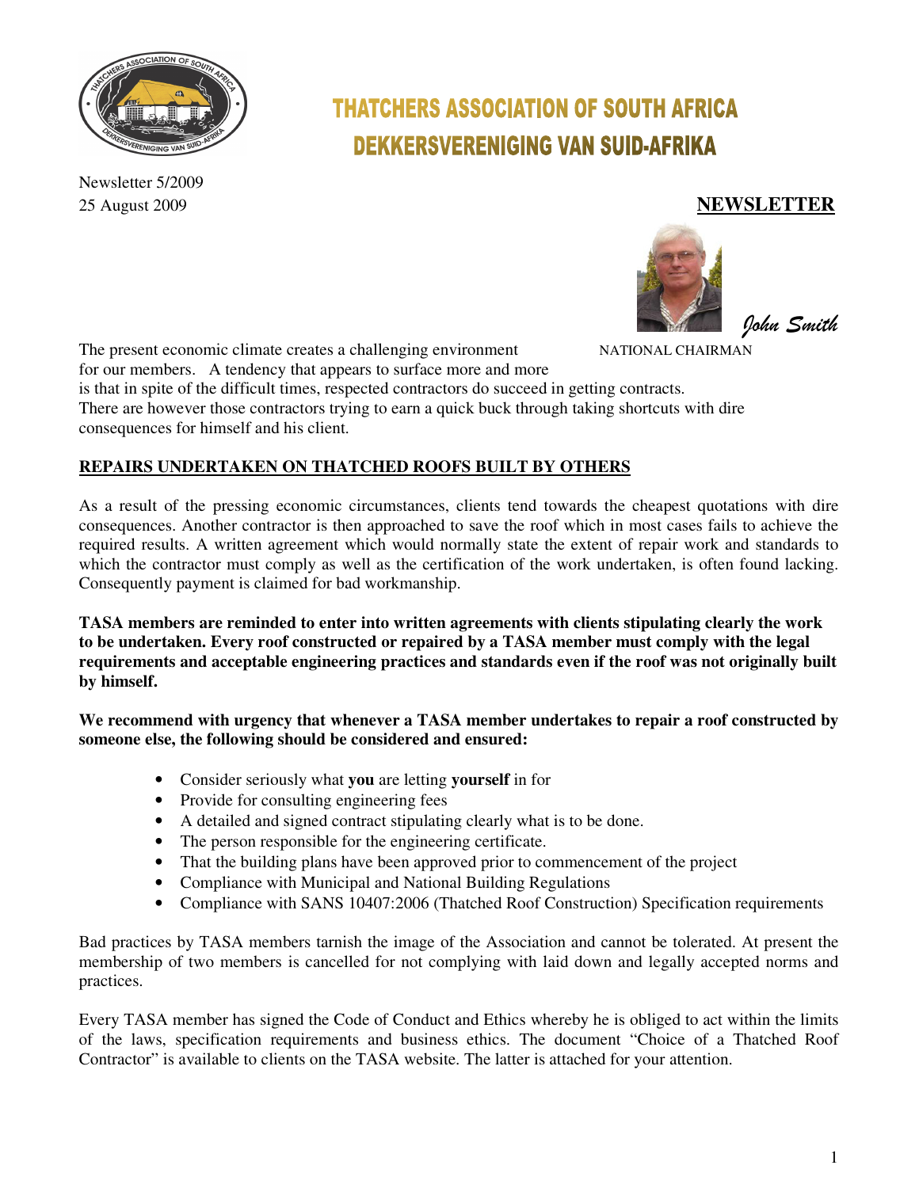# THATCHERS ASSOCIATION OF SOUTH AFRICA
# DEKKERSVERENIGING VAN SUID-AFRIKA

Newsletter 5/2009
25 August 2009

## NEWSLETTER

*John Smith*
NATIONAL CHAIRMAN

The present economic climate creates a challenging environment for our members. A tendency that appears to surface more and more is that in spite of the difficult times, respected contractors do succeed in getting contracts. There are however those contractors trying to earn a quick buck through taking shortcuts with dire consequences for himself and his client.

### REPAIRS UNDERTAKEN ON THATCHED ROOFS BUILT BY OTHERS

As a result of the pressing economic circumstances, clients tend towards the cheapest quotations with dire consequences. Another contractor is then approached to save the roof which in most cases fails to achieve the required results. A written agreement which would normally state the extent of repair work and standards to which the contractor must comply as well as the certification of the work undertaken, is often found lacking. Consequently payment is claimed for bad workmanship.

**TASA members are reminded to enter into written agreements with clients stipulating clearly the work to be undertaken. Every roof constructed or repaired by a TASA member must comply with the legal requirements and acceptable engineering practices and standards even if the roof was not originally built by himself.**

**We recommend with urgency that whenever a TASA member undertakes to repair a roof constructed by someone else, the following should be considered and ensured:**

- Consider seriously what **you** are letting **yourself** in for
- Provide for consulting engineering fees
- A detailed and signed contract stipulating clearly what is to be done.
- The person responsible for the engineering certificate.
- That the building plans have been approved prior to commencement of the project
- Compliance with Municipal and National Building Regulations
- Compliance with SANS 10407:2006 (Thatched Roof Construction) Specification requirements

Bad practices by TASA members tarnish the image of the Association and cannot be tolerated. At present the membership of two members is cancelled for not complying with laid down and legally accepted norms and practices.

Every TASA member has signed the Code of Conduct and Ethics whereby he is obliged to act within the limits of the laws, specification requirements and business ethics. The document "Choice of a Thatched Roof Contractor" is available to clients on the TASA website. The latter is attached for your attention.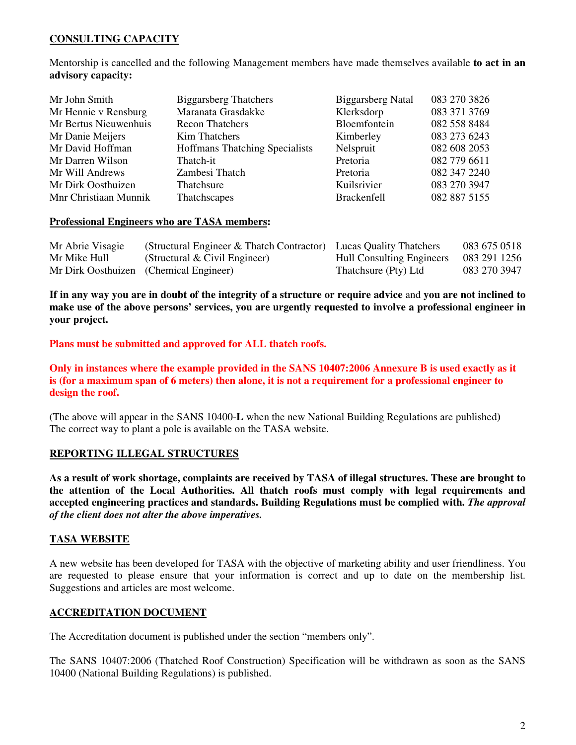## CONSULTING CAPACITY

Mentorship is cancelled and the following Management members have made themselves available **to act in an advisory capacity:**

| | | | |
|---|---|---|---|
| Mr John Smith | Biggarsberg Thatchers | Biggarsberg Natal | 083 270 3826 |
| Mr Hennie v Rensburg | Maranata Grasdakke | Klerksdorp | 083 371 3769 |
| Mr Bertus Nieuwenhuis | Recon Thatchers | Bloemfontein | 082 558 8484 |
| Mr Danie Meijers | Kim Thatchers | Kimberley | 083 273 6243 |
| Mr David Hoffman | Hoffmans Thatching Specialists | Nelspruit | 082 608 2053 |
| Mr Darren Wilson | Thatch-it | Pretoria | 082 779 6611 |
| Mr Will Andrews | Zambesi Thatch | Pretoria | 082 347 2240 |
| Mr Dirk Oosthuizen | Thatchsure | Kuilsrivier | 083 270 3947 |
| Mnr Christiaan Munnik | Thatchscapes | Brackenfell | 082 887 5155 |

**Professional Engineers who are TASA members:**

| | | | |
|---|---|---|---|
| Mr Abrie Visagie | (Structural Engineer & Thatch Contractor) | Lucas Quality Thatchers | 083 675 0518 |
| Mr Mike Hull | (Structural & Civil Engineer) | Hull Consulting Engineers | 083 291 1256 |
| Mr Dirk Oosthuizen | (Chemical Engineer) | Thatchsure (Pty) Ltd | 083 270 3947 |

**If in any way you are in doubt of the integrity of a structure or require advice** and **you are not inclined to make use of the above persons' services, you are urgently requested to involve a professional engineer in your project.**

**Plans must be submitted and approved for ALL thatch roofs.**

**Only in instances where the example provided in the SANS 10407:2006 Annexure B is used exactly as it is (for a maximum span of 6 meters) then alone, it is not a requirement for a professional engineer to design the roof.**

(The above will appear in the SANS 10400-**L** when the new National Building Regulations are published)
The correct way to plant a pole is available on the TASA website.

## REPORTING ILLEGAL STRUCTURES

**As a result of work shortage, complaints are received by TASA of illegal structures. These are brought to the attention of the Local Authorities. All thatch roofs must comply with legal requirements and accepted engineering practices and standards. Building Regulations must be complied with.** ***The approval of the client does not alter the above imperatives.***

## TASA WEBSITE

A new website has been developed for TASA with the objective of marketing ability and user friendliness. You are requested to please ensure that your information is correct and up to date on the membership list. Suggestions and articles are most welcome.

## ACCREDITATION DOCUMENT

The Accreditation document is published under the section "members only".

The SANS 10407:2006 (Thatched Roof Construction) Specification will be withdrawn as soon as the SANS 10400 (National Building Regulations) is published.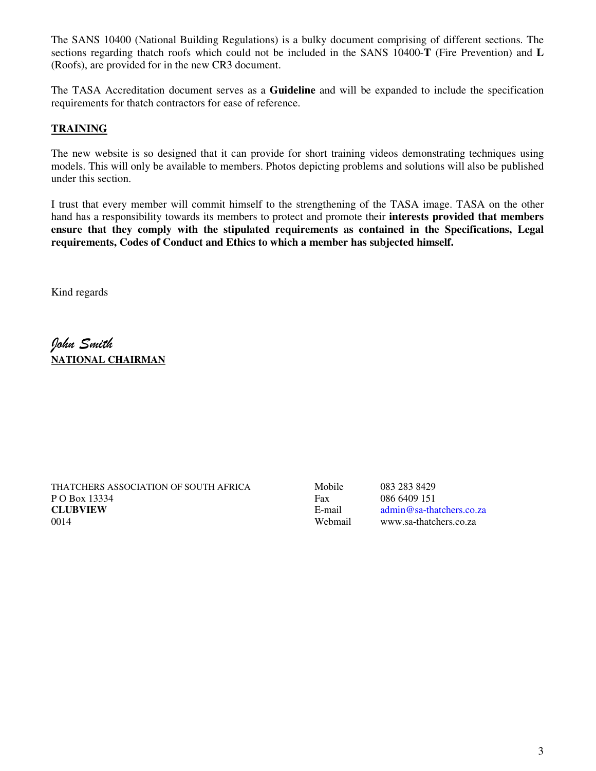The SANS 10400 (National Building Regulations) is a bulky document comprising of different sections. The sections regarding thatch roofs which could not be included in the SANS 10400-**T** (Fire Prevention) and **L** (Roofs), are provided for in the new CR3 document.

The TASA Accreditation document serves as a **Guideline** and will be expanded to include the specification requirements for thatch contractors for ease of reference.

## TRAINING

The new website is so designed that it can provide for short training videos demonstrating techniques using models. This will only be available to members. Photos depicting problems and solutions will also be published under this section.

I trust that every member will commit himself to the strengthening of the TASA image. TASA on the other hand has a responsibility towards its members to protect and promote their **interests provided that members ensure that they comply with the stipulated requirements as contained in the Specifications, Legal requirements, Codes of Conduct and Ethics to which a member has subjected himself.**

Kind regards

*John Smith*
**NATIONAL CHAIRMAN**

THATCHERS ASSOCIATION OF SOUTH AFRICA
P O Box 13334
**CLUBVIEW**
0014

Mobile 083 283 8429
Fax 086 6409 151
E-mail admin@sa-thatchers.co.za
Webmail www.sa-thatchers.co.za